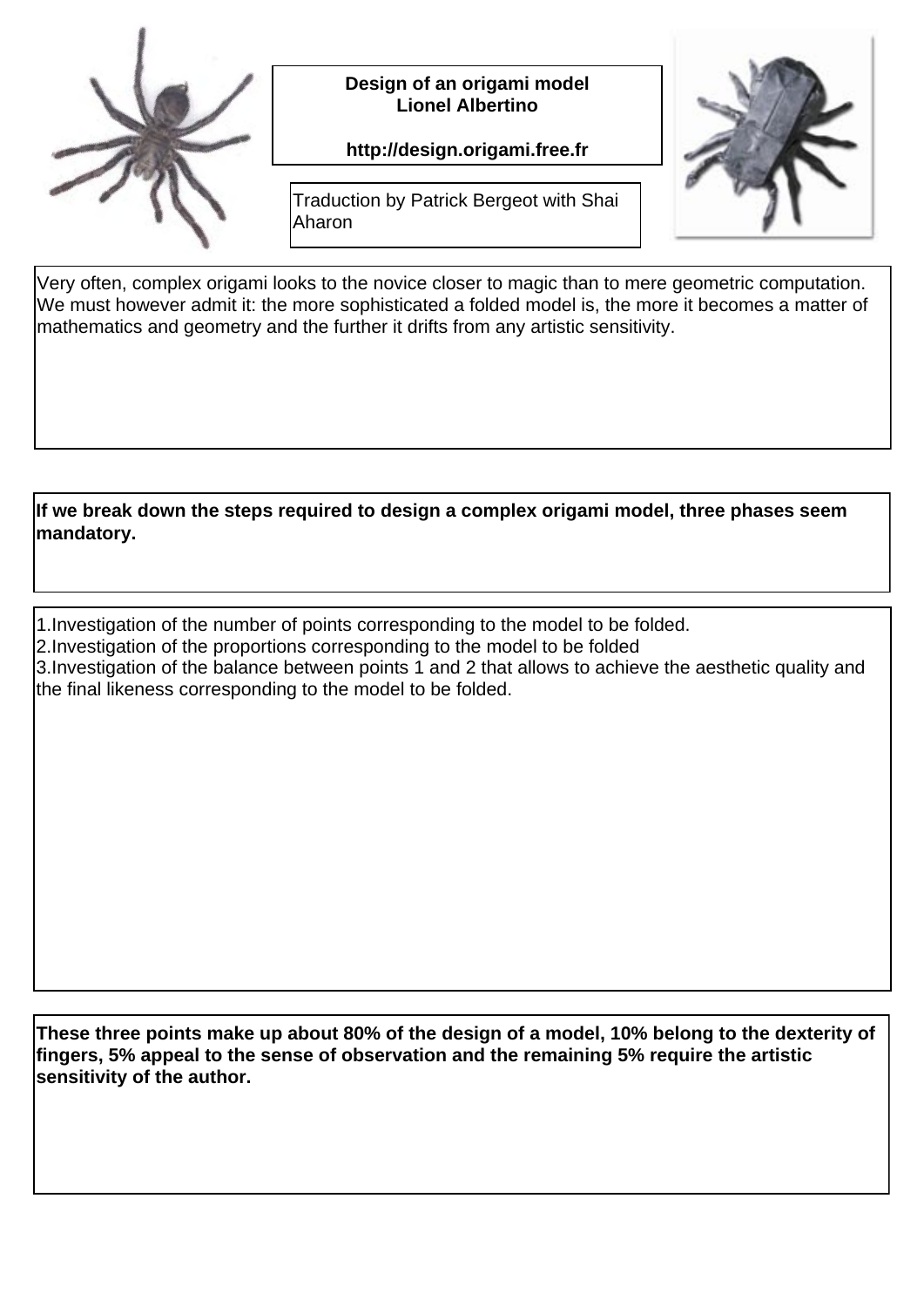**Design of an origami model**
**Lionel Albertino**

**http://design.origami.free.fr**

Traduction by Patrick Bergeot with Shai Aharon

Very often, complex origami looks to the novice closer to magic than to mere geometric computation. We must however admit it: the more sophisticated a folded model is, the more it becomes a matter of mathematics and geometry and the further it drifts from any artistic sensitivity.

**If we break down the steps required to design a complex origami model, three phases seem mandatory.**

1. Investigation of the number of points corresponding to the model to be folded.
2. Investigation of the proportions corresponding to the model to be folded
3. Investigation of the balance between points 1 and 2 that allows to achieve the aesthetic quality and the final likeness corresponding to the model to be folded.

**These three points make up about 80% of the design of a model, 10% belong to the dexterity of fingers, 5% appeal to the sense of observation and the remaining 5% require the artistic sensitivity of the author.**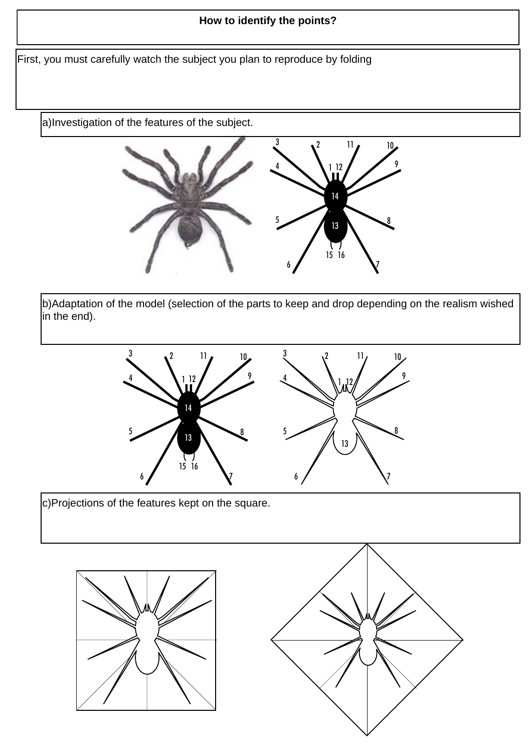# How to identify the points?

First, you must carefully watch the subject you plan to reproduce by folding

a)Investigation of the features of the subject.

b)Adaptation of the model (selection of the parts to keep and drop depending on the realism wished in the end).

c)Projections of the features kept on the square.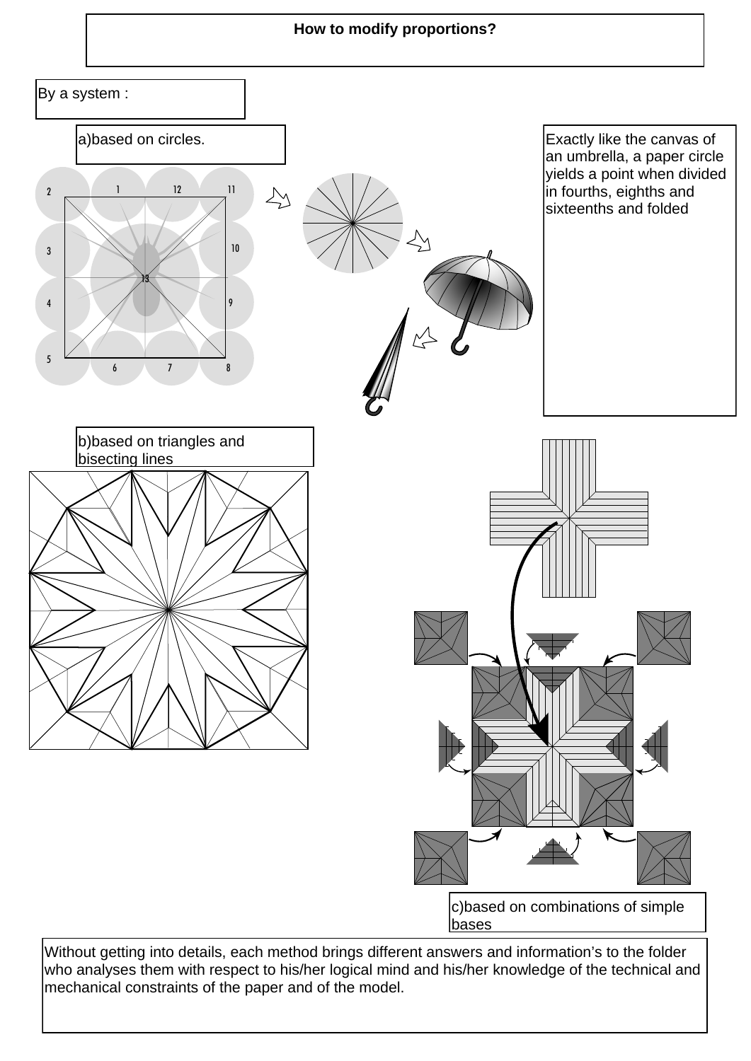# How to modify proportions?

By a system :

a)based on circles.

Exactly like the canvas of an umbrella, a paper circle yields a point when divided in fourths, eighths and sixteenths and folded

b)based on triangles and bisecting lines

c)based on combinations of simple bases

Without getting into details, each method brings different answers and information's to the folder who analyses them with respect to his/her logical mind and his/her knowledge of the technical and mechanical constraints of the paper and of the model.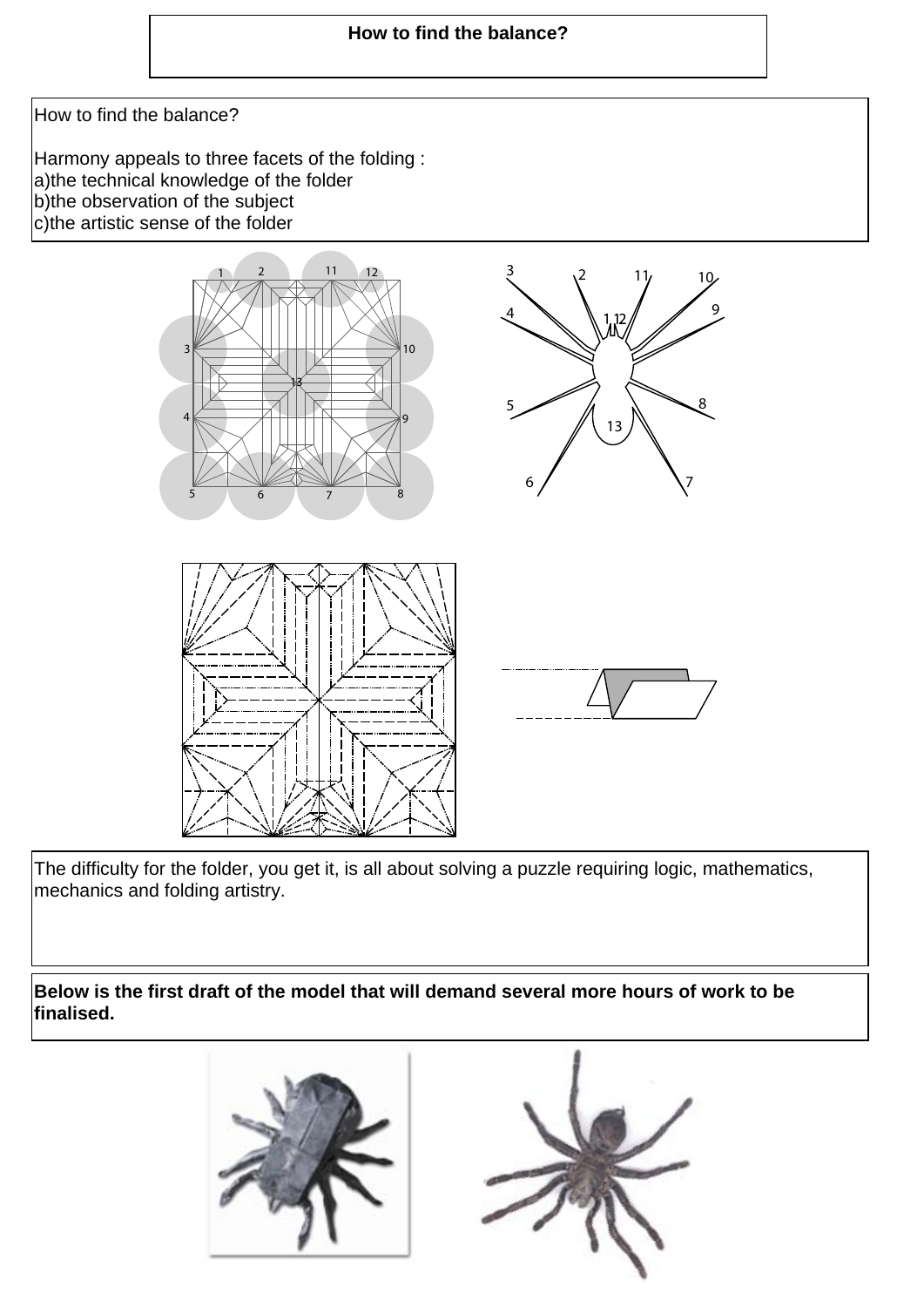# How to find the balance?

How to find the balance?

Harmony appeals to three facets of the folding :
a)the technical knowledge of the folder
b)the observation of the subject
c)the artistic sense of the folder

1
2
11
12
3
10
13
4
9
5
6
7
8

3
2
11
10
4
9
1 12
5
8
13
6
7

The difficulty for the folder, you get it, is all about solving a puzzle requiring logic, mathematics, mechanics and folding artistry.

**Below is the first draft of the model that will demand several more hours of work to be finalised.**